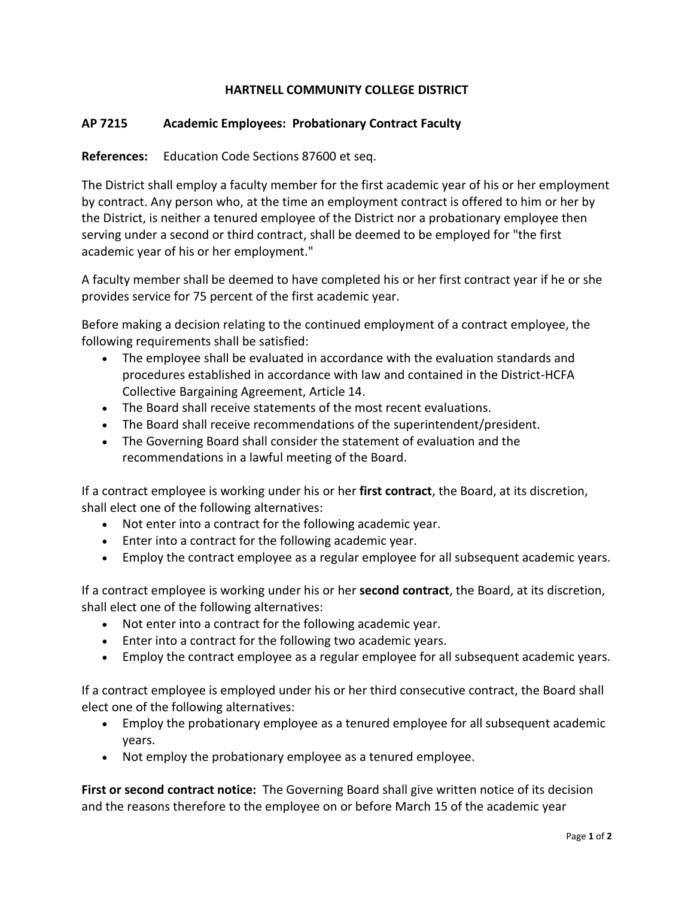# HARTNELL COMMUNITY COLLEGE DISTRICT

## AP 7215 Academic Employees: Probationary Contract Faculty

**References:** Education Code Sections 87600 et seq.

The District shall employ a faculty member for the first academic year of his or her employment by contract. Any person who, at the time an employment contract is offered to him or her by the District, is neither a tenured employee of the District nor a probationary employee then serving under a second or third contract, shall be deemed to be employed for "the first academic year of his or her employment."

A faculty member shall be deemed to have completed his or her first contract year if he or she provides service for 75 percent of the first academic year.

Before making a decision relating to the continued employment of a contract employee, the following requirements shall be satisfied:

- The employee shall be evaluated in accordance with the evaluation standards and procedures established in accordance with law and contained in the District-HCFA Collective Bargaining Agreement, Article 14.
- The Board shall receive statements of the most recent evaluations.
- The Board shall receive recommendations of the superintendent/president.
- The Governing Board shall consider the statement of evaluation and the recommendations in a lawful meeting of the Board.

If a contract employee is working under his or her **first contract**, the Board, at its discretion, shall elect one of the following alternatives:

- Not enter into a contract for the following academic year.
- Enter into a contract for the following academic year.
- Employ the contract employee as a regular employee for all subsequent academic years.

If a contract employee is working under his or her **second contract**, the Board, at its discretion, shall elect one of the following alternatives:

- Not enter into a contract for the following academic year.
- Enter into a contract for the following two academic years.
- Employ the contract employee as a regular employee for all subsequent academic years.

If a contract employee is employed under his or her third consecutive contract, the Board shall elect one of the following alternatives:

- Employ the probationary employee as a tenured employee for all subsequent academic years.
- Not employ the probationary employee as a tenured employee.

**First or second contract notice:** The Governing Board shall give written notice of its decision and the reasons therefore to the employee on or before March 15 of the academic year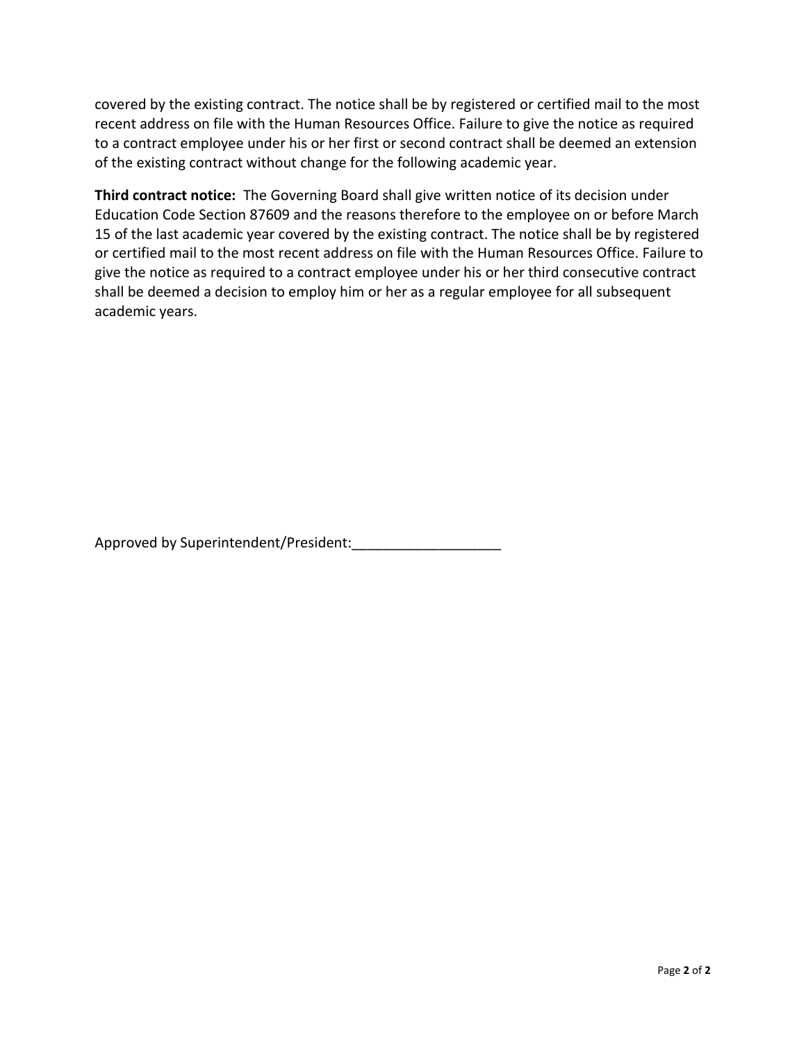covered by the existing contract. The notice shall be by registered or certified mail to the most recent address on file with the Human Resources Office. Failure to give the notice as required to a contract employee under his or her first or second contract shall be deemed an extension of the existing contract without change for the following academic year.

**Third contract notice:** The Governing Board shall give written notice of its decision under Education Code Section 87609 and the reasons therefore to the employee on or before March 15 of the last academic year covered by the existing contract. The notice shall be by registered or certified mail to the most recent address on file with the Human Resources Office. Failure to give the notice as required to a contract employee under his or her third consecutive contract shall be deemed a decision to employ him or her as a regular employee for all subsequent academic years.

Approved by Superintendent/President:___________________